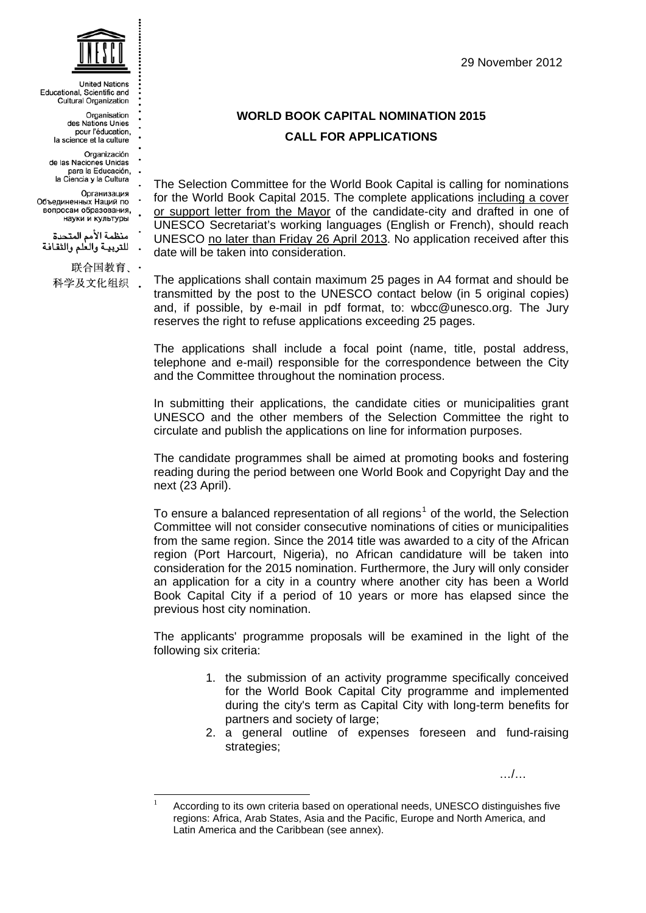United Nations Educational, Scientific and Cultural Organization

Organisation des Nations Unies pour l'éducation, la science et la culture

Organización de las Naciones Unidas para la Educación, la Ciencia y la Cultura

Организация Объединенных Наций по вопросам образования, науки и культуры

منظمة الأمم المتحدة للتربية والعلم والثقافة

联合国教育、科学及文化组织

29 November 2012

## WORLD BOOK CAPITAL NOMINATION 2015

## CALL FOR APPLICATIONS

The Selection Committee for the World Book Capital is calling for nominations for the World Book Capital 2015. The complete applications including a cover or support letter from the Mayor of the candidate-city and drafted in one of UNESCO Secretariat's working languages (English or French), should reach UNESCO no later than Friday 26 April 2013. No application received after this date will be taken into consideration.

The applications shall contain maximum 25 pages in A4 format and should be transmitted by the post to the UNESCO contact below (in 5 original copies) and, if possible, by e-mail in pdf format, to: wbcc@unesco.org. The Jury reserves the right to refuse applications exceeding 25 pages.

The applications shall include a focal point (name, title, postal address, telephone and e-mail) responsible for the correspondence between the City and the Committee throughout the nomination process.

In submitting their applications, the candidate cities or municipalities grant UNESCO and the other members of the Selection Committee the right to circulate and publish the applications on line for information purposes.

The candidate programmes shall be aimed at promoting books and fostering reading during the period between one World Book and Copyright Day and the next (23 April).

To ensure a balanced representation of all regions[1] of the world, the Selection Committee will not consider consecutive nominations of cities or municipalities from the same region. Since the 2014 title was awarded to a city of the African region (Port Harcourt, Nigeria), no African candidature will be taken into consideration for the 2015 nomination. Furthermore, the Jury will only consider an application for a city in a country where another city has been a World Book Capital City if a period of 10 years or more has elapsed since the previous host city nomination.

The applicants' programme proposals will be examined in the light of the following six criteria:

1. the submission of an activity programme specifically conceived for the World Book Capital City programme and implemented during the city's term as Capital City with long-term benefits for partners and society of large;
2. a general outline of expenses foreseen and fund-raising strategies;

…/…

[1] According to its own criteria based on operational needs, UNESCO distinguishes five regions: Africa, Arab States, Asia and the Pacific, Europe and North America, and Latin America and the Caribbean (see annex).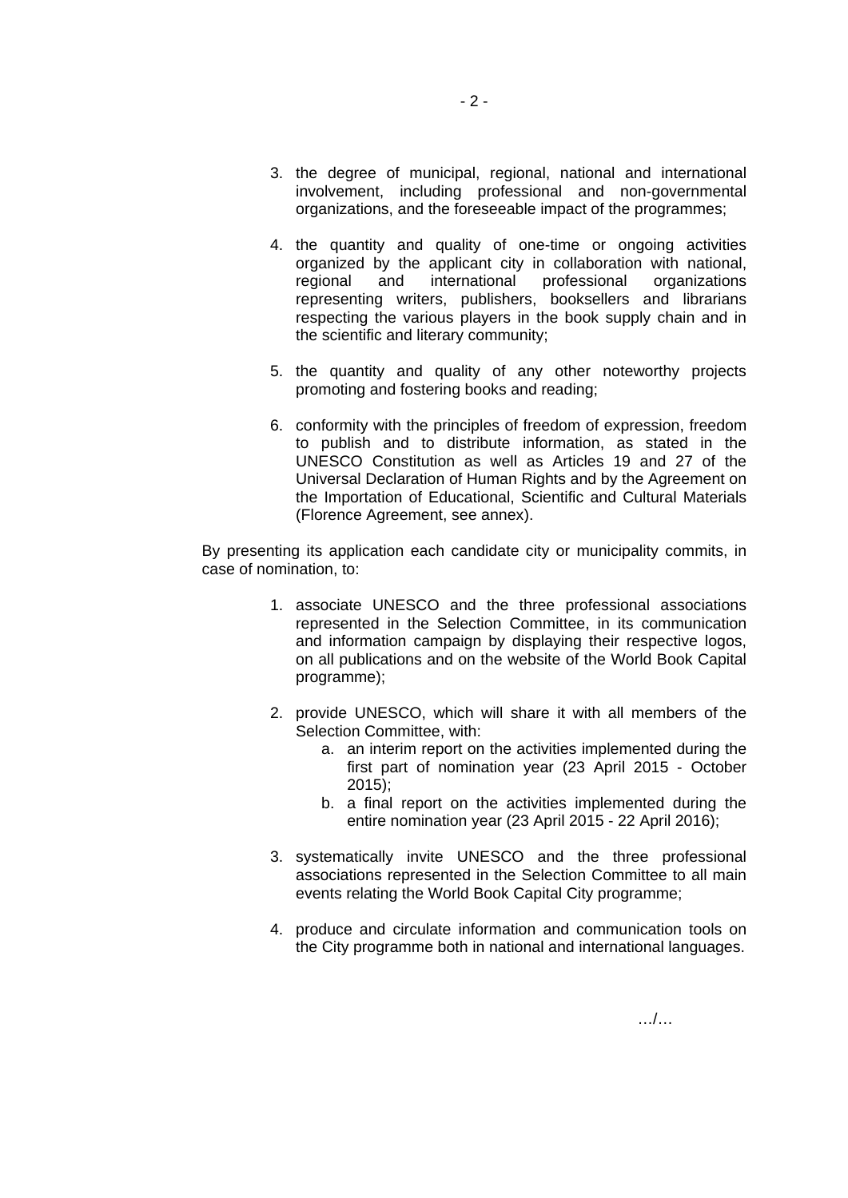3. the degree of municipal, regional, national and international involvement, including professional and non-governmental organizations, and the foreseeable impact of the programmes;

4. the quantity and quality of one-time or ongoing activities organized by the applicant city in collaboration with national, regional and international professional organizations representing writers, publishers, booksellers and librarians respecting the various players in the book supply chain and in the scientific and literary community;

5. the quantity and quality of any other noteworthy projects promoting and fostering books and reading;

6. conformity with the principles of freedom of expression, freedom to publish and to distribute information, as stated in the UNESCO Constitution as well as Articles 19 and 27 of the Universal Declaration of Human Rights and by the Agreement on the Importation of Educational, Scientific and Cultural Materials (Florence Agreement, see annex).

By presenting its application each candidate city or municipality commits, in case of nomination, to:

1. associate UNESCO and the three professional associations represented in the Selection Committee, in its communication and information campaign by displaying their respective logos, on all publications and on the website of the World Book Capital programme);

2. provide UNESCO, which will share it with all members of the Selection Committee, with:
   a. an interim report on the activities implemented during the first part of nomination year (23 April 2015 - October 2015);
   b. a final report on the activities implemented during the entire nomination year (23 April 2015 - 22 April 2016);

3. systematically invite UNESCO and the three professional associations represented in the Selection Committee to all main events relating the World Book Capital City programme;

4. produce and circulate information and communication tools on the City programme both in national and international languages.

…/…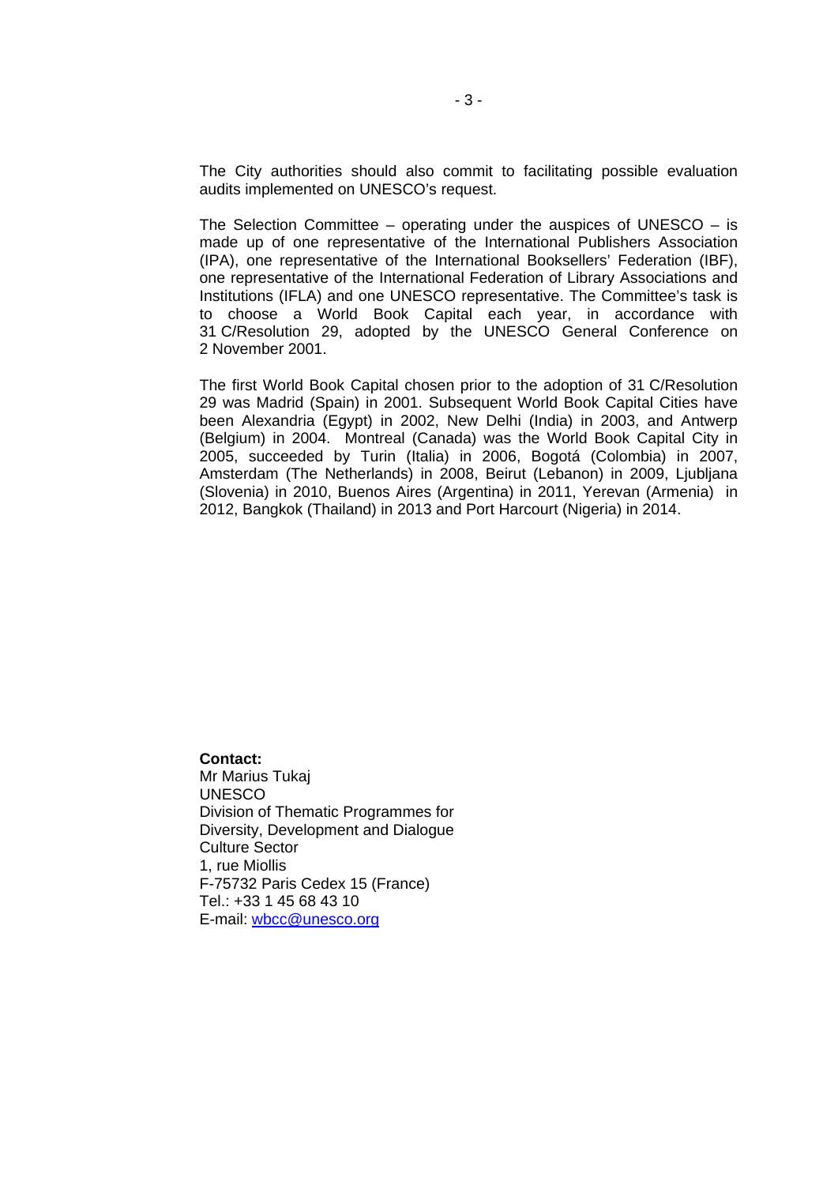The City authorities should also commit to facilitating possible evaluation audits implemented on UNESCO's request.

The Selection Committee – operating under the auspices of UNESCO – is made up of one representative of the International Publishers Association (IPA), one representative of the International Booksellers' Federation (IBF), one representative of the International Federation of Library Associations and Institutions (IFLA) and one UNESCO representative. The Committee's task is to choose a World Book Capital each year, in accordance with 31 C/Resolution 29, adopted by the UNESCO General Conference on 2 November 2001.

The first World Book Capital chosen prior to the adoption of 31 C/Resolution 29 was Madrid (Spain) in 2001. Subsequent World Book Capital Cities have been Alexandria (Egypt) in 2002, New Delhi (India) in 2003, and Antwerp (Belgium) in 2004. Montreal (Canada) was the World Book Capital City in 2005, succeeded by Turin (Italia) in 2006, Bogotá (Colombia) in 2007, Amsterdam (The Netherlands) in 2008, Beirut (Lebanon) in 2009, Ljubljana (Slovenia) in 2010, Buenos Aires (Argentina) in 2011, Yerevan (Armenia) in 2012, Bangkok (Thailand) in 2013 and Port Harcourt (Nigeria) in 2014.

**Contact:**
Mr Marius Tukaj
UNESCO
Division of Thematic Programmes for
Diversity, Development and Dialogue
Culture Sector
1, rue Miollis
F-75732 Paris Cedex 15 (France)
Tel.: +33 1 45 68 43 10
E-mail: wbcc@unesco.org